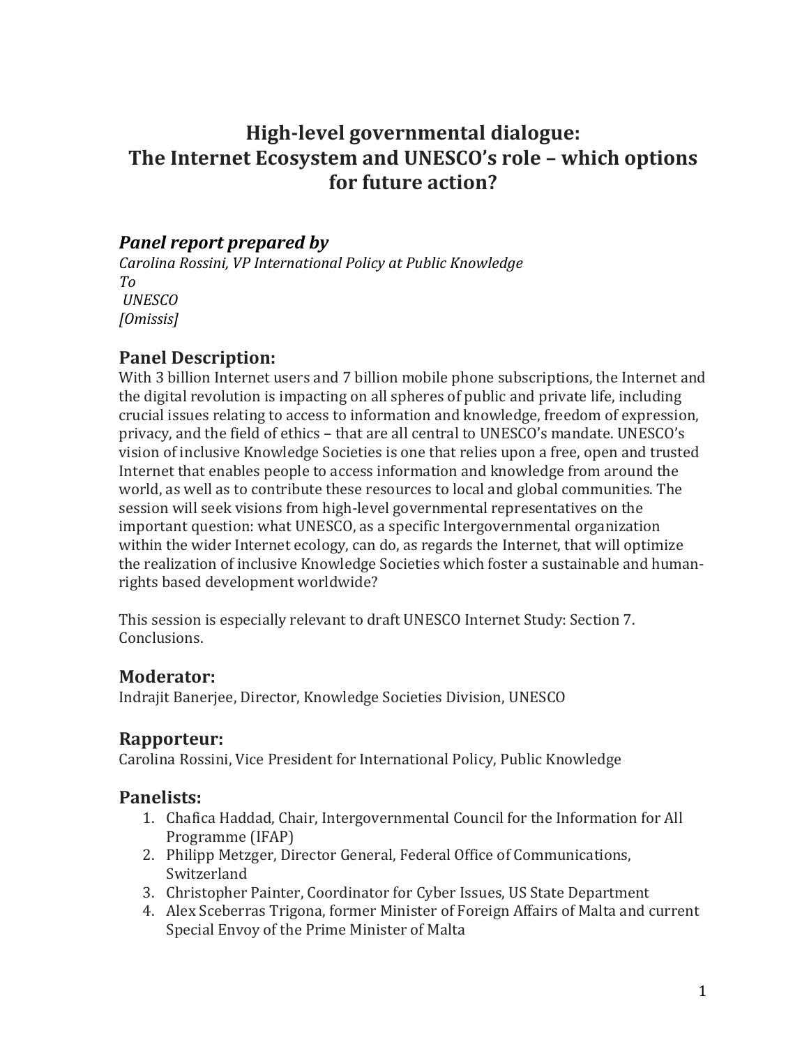# High-level governmental dialogue: The Internet Ecosystem and UNESCO's role – which options for future action?

## *Panel report prepared by*

*Carolina Rossini, VP International Policy at Public Knowledge*
*To*
*UNESCO*
*[Omissis]*

## Panel Description:

With 3 billion Internet users and 7 billion mobile phone subscriptions, the Internet and the digital revolution is impacting on all spheres of public and private life, including crucial issues relating to access to information and knowledge, freedom of expression, privacy, and the field of ethics – that are all central to UNESCO's mandate. UNESCO's vision of inclusive Knowledge Societies is one that relies upon a free, open and trusted Internet that enables people to access information and knowledge from around the world, as well as to contribute these resources to local and global communities. The session will seek visions from high-level governmental representatives on the important question: what UNESCO, as a specific Intergovernmental organization within the wider Internet ecology, can do, as regards the Internet, that will optimize the realization of inclusive Knowledge Societies which foster a sustainable and human-rights based development worldwide?

This session is especially relevant to draft UNESCO Internet Study: Section 7. Conclusions.

## Moderator:

Indrajit Banerjee, Director, Knowledge Societies Division, UNESCO

## Rapporteur:

Carolina Rossini, Vice President for International Policy, Public Knowledge

## Panelists:

1. Chafica Haddad, Chair, Intergovernmental Council for the Information for All Programme (IFAP)
2. Philipp Metzger, Director General, Federal Office of Communications, Switzerland
3. Christopher Painter, Coordinator for Cyber Issues, US State Department
4. Alex Sceberras Trigona, former Minister of Foreign Affairs of Malta and current Special Envoy of the Prime Minister of Malta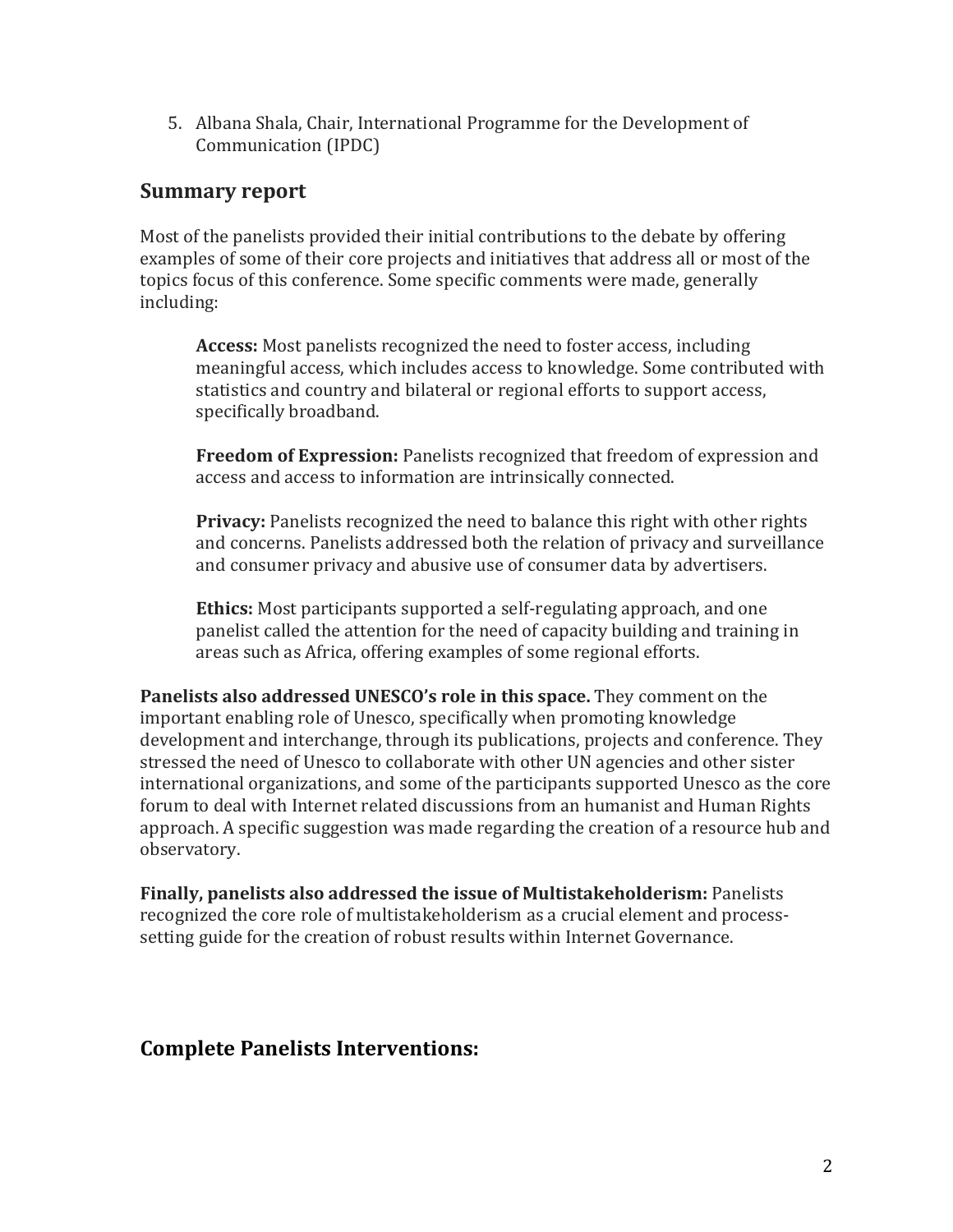5. Albana Shala, Chair, International Programme for the Development of Communication (IPDC)

## Summary report

Most of the panelists provided their initial contributions to the debate by offering examples of some of their core projects and initiatives that address all or most of the topics focus of this conference. Some specific comments were made, generally including:

> **Access:** Most panelists recognized the need to foster access, including meaningful access, which includes access to knowledge. Some contributed with statistics and country and bilateral or regional efforts to support access, specifically broadband.
>
> **Freedom of Expression:** Panelists recognized that freedom of expression and access and access to information are intrinsically connected.
>
> **Privacy:** Panelists recognized the need to balance this right with other rights and concerns. Panelists addressed both the relation of privacy and surveillance and consumer privacy and abusive use of consumer data by advertisers.
>
> **Ethics:** Most participants supported a self-regulating approach, and one panelist called the attention for the need of capacity building and training in areas such as Africa, offering examples of some regional efforts.

**Panelists also addressed UNESCO's role in this space.** They comment on the important enabling role of Unesco, specifically when promoting knowledge development and interchange, through its publications, projects and conference. They stressed the need of Unesco to collaborate with other UN agencies and other sister international organizations, and some of the participants supported Unesco as the core forum to deal with Internet related discussions from an humanist and Human Rights approach. A specific suggestion was made regarding the creation of a resource hub and observatory.

**Finally, panelists also addressed the issue of Multistakeholderism:** Panelists recognized the core role of multistakeholderism as a crucial element and process-setting guide for the creation of robust results within Internet Governance.

## Complete Panelists Interventions: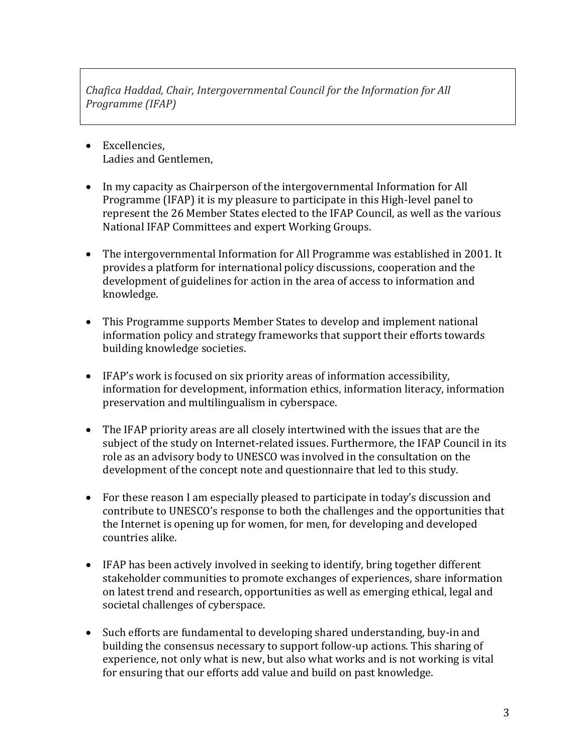*Chafica Haddad, Chair, Intergovernmental Council for the Information for All Programme (IFAP)*

- Excellencies,
  Ladies and Gentlemen,

- In my capacity as Chairperson of the intergovernmental Information for All Programme (IFAP) it is my pleasure to participate in this High-level panel to represent the 26 Member States elected to the IFAP Council, as well as the various National IFAP Committees and expert Working Groups.

- The intergovernmental Information for All Programme was established in 2001. It provides a platform for international policy discussions, cooperation and the development of guidelines for action in the area of access to information and knowledge.

- This Programme supports Member States to develop and implement national information policy and strategy frameworks that support their efforts towards building knowledge societies.

- IFAP's work is focused on six priority areas of information accessibility, information for development, information ethics, information literacy, information preservation and multilingualism in cyberspace.

- The IFAP priority areas are all closely intertwined with the issues that are the subject of the study on Internet-related issues. Furthermore, the IFAP Council in its role as an advisory body to UNESCO was involved in the consultation on the development of the concept note and questionnaire that led to this study.

- For these reason I am especially pleased to participate in today's discussion and contribute to UNESCO's response to both the challenges and the opportunities that the Internet is opening up for women, for men, for developing and developed countries alike.

- IFAP has been actively involved in seeking to identify, bring together different stakeholder communities to promote exchanges of experiences, share information on latest trend and research, opportunities as well as emerging ethical, legal and societal challenges of cyberspace.

- Such efforts are fundamental to developing shared understanding, buy-in and building the consensus necessary to support follow-up actions. This sharing of experience, not only what is new, but also what works and is not working is vital for ensuring that our efforts add value and build on past knowledge.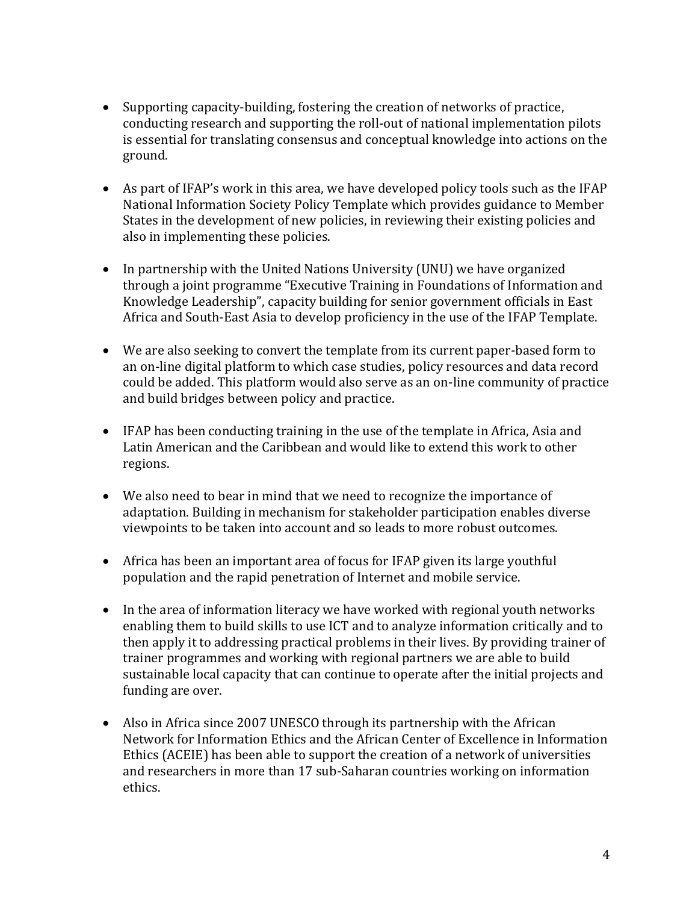- Supporting capacity-building, fostering the creation of networks of practice, conducting research and supporting the roll-out of national implementation pilots is essential for translating consensus and conceptual knowledge into actions on the ground.

- As part of IFAP's work in this area, we have developed policy tools such as the IFAP National Information Society Policy Template which provides guidance to Member States in the development of new policies, in reviewing their existing policies and also in implementing these policies.

- In partnership with the United Nations University (UNU) we have organized through a joint programme "Executive Training in Foundations of Information and Knowledge Leadership", capacity building for senior government officials in East Africa and South-East Asia to develop proficiency in the use of the IFAP Template.

- We are also seeking to convert the template from its current paper-based form to an on-line digital platform to which case studies, policy resources and data record could be added. This platform would also serve as an on-line community of practice and build bridges between policy and practice.

- IFAP has been conducting training in the use of the template in Africa, Asia and Latin American and the Caribbean and would like to extend this work to other regions.

- We also need to bear in mind that we need to recognize the importance of adaptation. Building in mechanism for stakeholder participation enables diverse viewpoints to be taken into account and so leads to more robust outcomes.

- Africa has been an important area of focus for IFAP given its large youthful population and the rapid penetration of Internet and mobile service.

- In the area of information literacy we have worked with regional youth networks enabling them to build skills to use ICT and to analyze information critically and to then apply it to addressing practical problems in their lives. By providing trainer of trainer programmes and working with regional partners we are able to build sustainable local capacity that can continue to operate after the initial projects and funding are over.

- Also in Africa since 2007 UNESCO through its partnership with the African Network for Information Ethics and the African Center of Excellence in Information Ethics (ACEIE) has been able to support the creation of a network of universities and researchers in more than 17 sub-Saharan countries working on information ethics.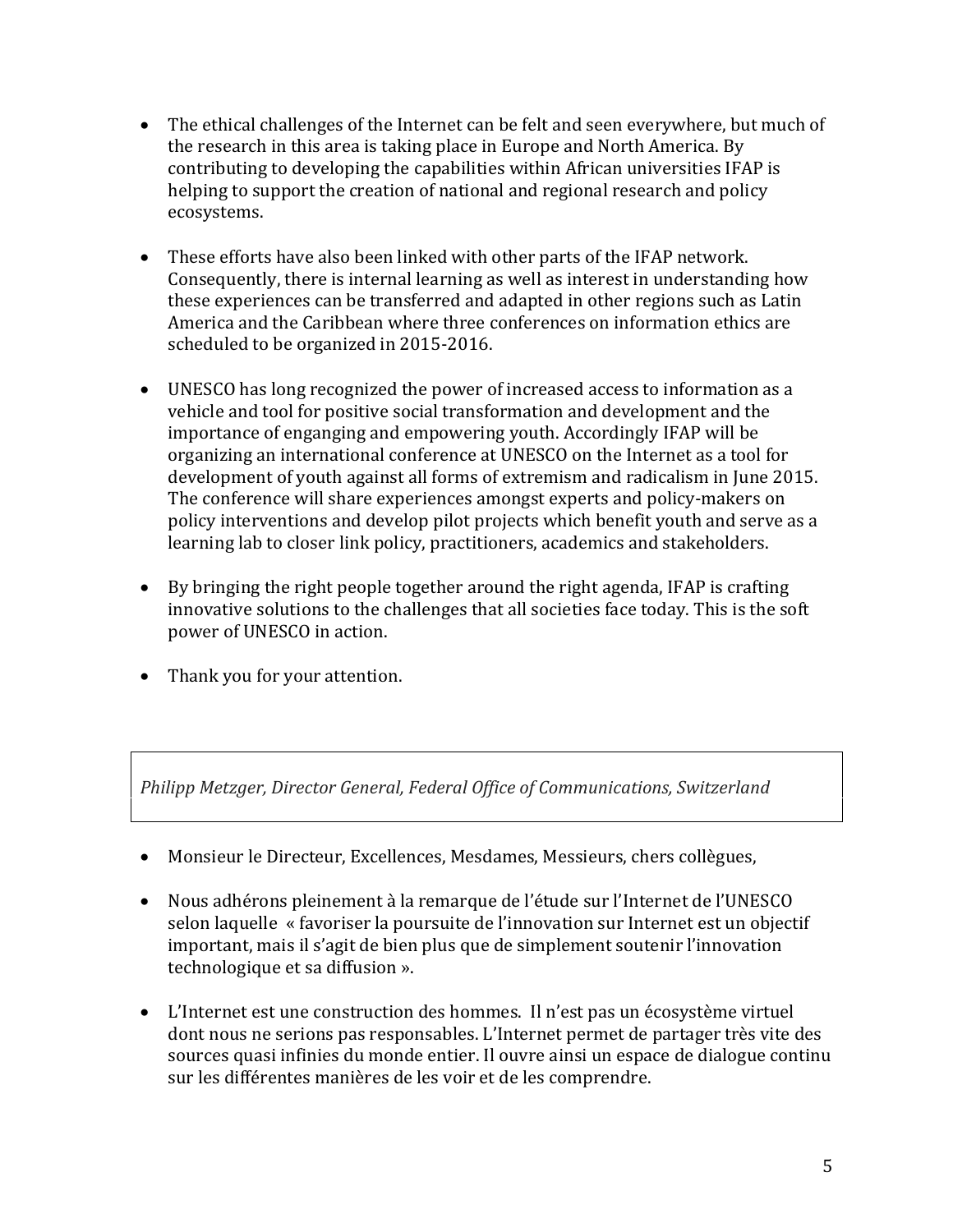- The ethical challenges of the Internet can be felt and seen everywhere, but much of the research in this area is taking place in Europe and North America. By contributing to developing the capabilities within African universities IFAP is helping to support the creation of national and regional research and policy ecosystems.

- These efforts have also been linked with other parts of the IFAP network. Consequently, there is internal learning as well as interest in understanding how these experiences can be transferred and adapted in other regions such as Latin America and the Caribbean where three conferences on information ethics are scheduled to be organized in 2015-2016.

- UNESCO has long recognized the power of increased access to information as a vehicle and tool for positive social transformation and development and the importance of enganging and empowering youth. Accordingly IFAP will be organizing an international conference at UNESCO on the Internet as a tool for development of youth against all forms of extremism and radicalism in June 2015. The conference will share experiences amongst experts and policy-makers on policy interventions and develop pilot projects which benefit youth and serve as a learning lab to closer link policy, practitioners, academics and stakeholders.

- By bringing the right people together around the right agenda, IFAP is crafting innovative solutions to the challenges that all societies face today. This is the soft power of UNESCO in action.

- Thank you for your attention.

*Philipp Metzger, Director General, Federal Office of Communications, Switzerland*

- Monsieur le Directeur, Excellences, Mesdames, Messieurs, chers collègues,

- Nous adhérons pleinement à la remarque de l'étude sur l'Internet de l'UNESCO selon laquelle « favoriser la poursuite de l'innovation sur Internet est un objectif important, mais il s'agit de bien plus que de simplement soutenir l'innovation technologique et sa diffusion ».

- L'Internet est une construction des hommes. Il n'est pas un écosystème virtuel dont nous ne serions pas responsables. L'Internet permet de partager très vite des sources quasi infinies du monde entier. Il ouvre ainsi un espace de dialogue continu sur les différentes manières de les voir et de les comprendre.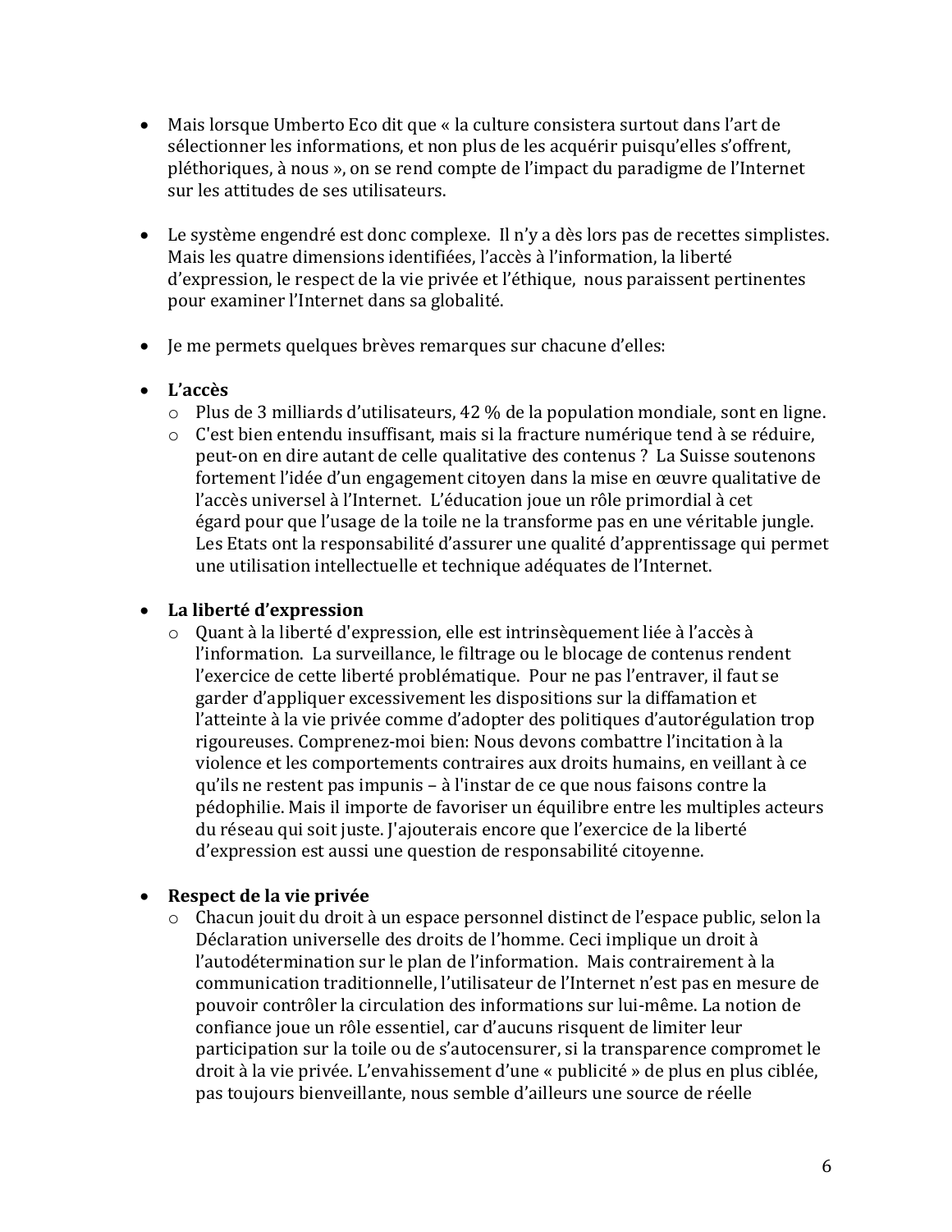- Mais lorsque Umberto Eco dit que « la culture consistera surtout dans l'art de sélectionner les informations, et non plus de les acquérir puisqu'elles s'offrent, pléthoriques, à nous », on se rend compte de l'impact du paradigme de l'Internet sur les attitudes de ses utilisateurs.

- Le système engendré est donc complexe. Il n'y a dès lors pas de recettes simplistes. Mais les quatre dimensions identifiées, l'accès à l'information, la liberté d'expression, le respect de la vie privée et l'éthique, nous paraissent pertinentes pour examiner l'Internet dans sa globalité.

- Je me permets quelques brèves remarques sur chacune d'elles:

- **L'accès**
  - Plus de 3 milliards d'utilisateurs, 42 % de la population mondiale, sont en ligne.
  - C'est bien entendu insuffisant, mais si la fracture numérique tend à se réduire, peut-on en dire autant de celle qualitative des contenus ? La Suisse soutenons fortement l'idée d'un engagement citoyen dans la mise en œuvre qualitative de l'accès universel à l'Internet. L'éducation joue un rôle primordial à cet égard pour que l'usage de la toile ne la transforme pas en une véritable jungle. Les Etats ont la responsabilité d'assurer une qualité d'apprentissage qui permet une utilisation intellectuelle et technique adéquates de l'Internet.

- **La liberté d'expression**
  - Quant à la liberté d'expression, elle est intrinsèquement liée à l'accès à l'information. La surveillance, le filtrage ou le blocage de contenus rendent l'exercice de cette liberté problématique. Pour ne pas l'entraver, il faut se garder d'appliquer excessivement les dispositions sur la diffamation et l'atteinte à la vie privée comme d'adopter des politiques d'autorégulation trop rigoureuses. Comprenez-moi bien: Nous devons combattre l'incitation à la violence et les comportements contraires aux droits humains, en veillant à ce qu'ils ne restent pas impunis – à l'instar de ce que nous faisons contre la pédophilie. Mais il importe de favoriser un équilibre entre les multiples acteurs du réseau qui soit juste. J'ajouterais encore que l'exercice de la liberté d'expression est aussi une question de responsabilité citoyenne.

- **Respect de la vie privée**
  - Chacun jouit du droit à un espace personnel distinct de l'espace public, selon la Déclaration universelle des droits de l'homme. Ceci implique un droit à l'autodétermination sur le plan de l'information. Mais contrairement à la communication traditionnelle, l'utilisateur de l'Internet n'est pas en mesure de pouvoir contrôler la circulation des informations sur lui-même. La notion de confiance joue un rôle essentiel, car d'aucuns risquent de limiter leur participation sur la toile ou de s'autocensurer, si la transparence compromet le droit à la vie privée. L'envahissement d'une « publicité » de plus en plus ciblée, pas toujours bienveillante, nous semble d'ailleurs une source de réelle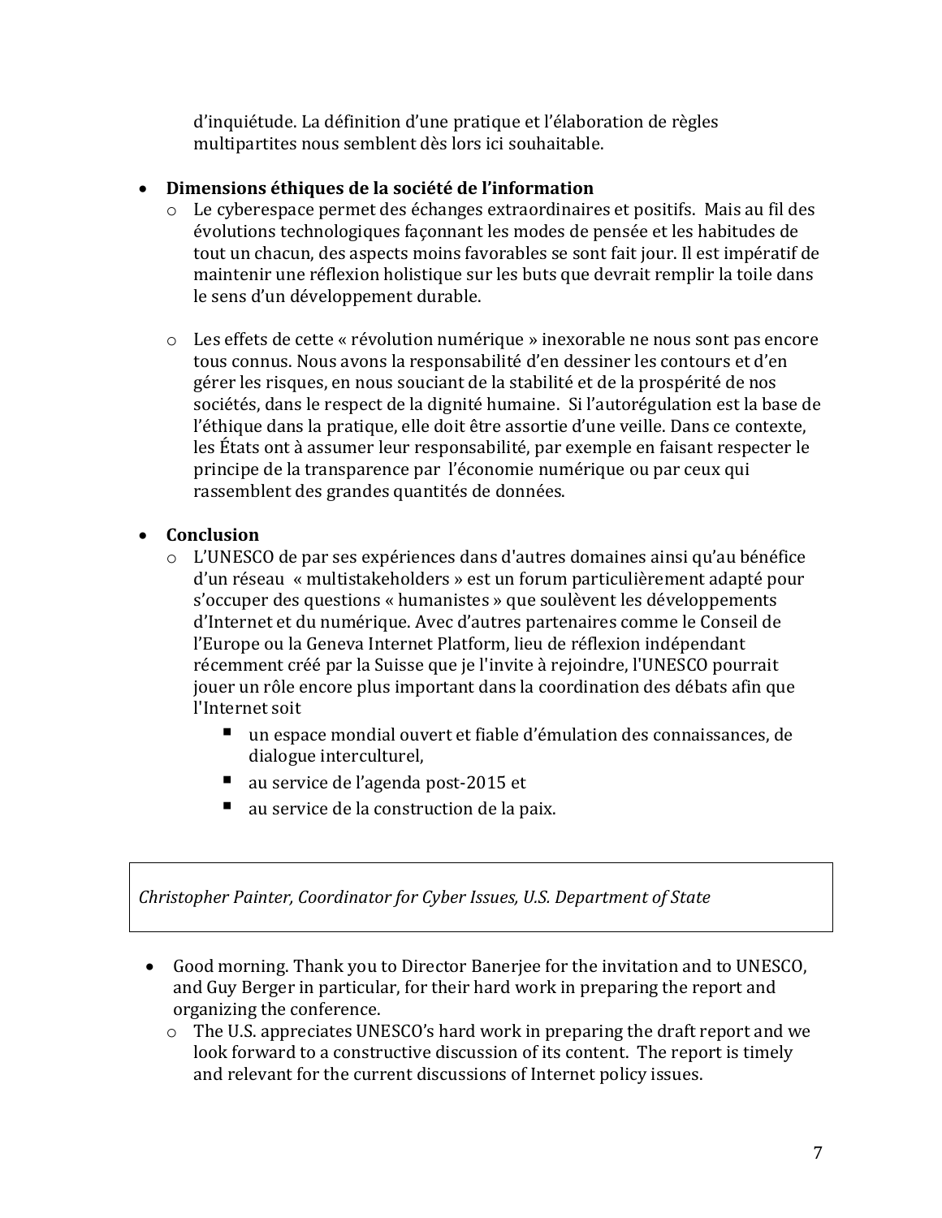d'inquiétude. La définition d'une pratique et l'élaboration de règles multipartites nous semblent dès lors ici souhaitable.

- **Dimensions éthiques de la société de l'information**
  - Le cyberespace permet des échanges extraordinaires et positifs. Mais au fil des évolutions technologiques façonnant les modes de pensée et les habitudes de tout un chacun, des aspects moins favorables se sont fait jour. Il est impératif de maintenir une réflexion holistique sur les buts que devrait remplir la toile dans le sens d'un développement durable.

  - Les effets de cette « révolution numérique » inexorable ne nous sont pas encore tous connus. Nous avons la responsabilité d'en dessiner les contours et d'en gérer les risques, en nous souciant de la stabilité et de la prospérité de nos sociétés, dans le respect de la dignité humaine. Si l'autorégulation est la base de l'éthique dans la pratique, elle doit être assortie d'une veille. Dans ce contexte, les États ont à assumer leur responsabilité, par exemple en faisant respecter le principe de la transparence par l'économie numérique ou par ceux qui rassemblent des grandes quantités de données.

- **Conclusion**
  - L'UNESCO de par ses expériences dans d'autres domaines ainsi qu'au bénéfice d'un réseau « multistakeholders » est un forum particulièrement adapté pour s'occuper des questions « humanistes » que soulèvent les développements d'Internet et du numérique. Avec d'autres partenaires comme le Conseil de l'Europe ou la Geneva Internet Platform, lieu de réflexion indépendant récemment créé par la Suisse que je l'invite à rejoindre, l'UNESCO pourrait jouer un rôle encore plus important dans la coordination des débats afin que l'Internet soit
    - un espace mondial ouvert et fiable d'émulation des connaissances, de dialogue interculturel,
    - au service de l'agenda post-2015 et
    - au service de la construction de la paix.

*Christopher Painter, Coordinator for Cyber Issues, U.S. Department of State*

- Good morning. Thank you to Director Banerjee for the invitation and to UNESCO, and Guy Berger in particular, for their hard work in preparing the report and organizing the conference.
  - The U.S. appreciates UNESCO's hard work in preparing the draft report and we look forward to a constructive discussion of its content. The report is timely and relevant for the current discussions of Internet policy issues.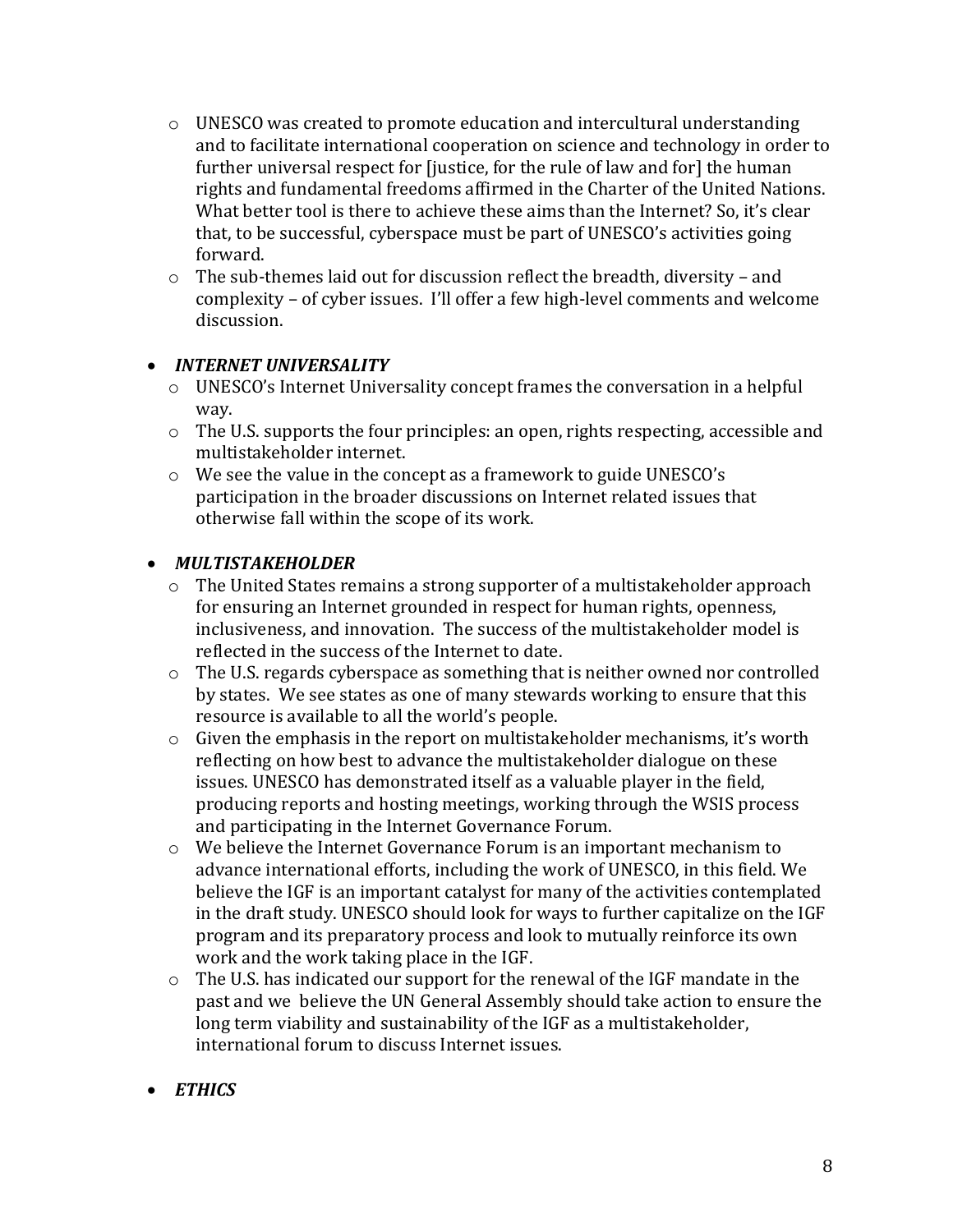- UNESCO was created to promote education and intercultural understanding and to facilitate international cooperation on science and technology in order to further universal respect for [justice, for the rule of law and for] the human rights and fundamental freedoms affirmed in the Charter of the United Nations. What better tool is there to achieve these aims than the Internet? So, it's clear that, to be successful, cyberspace must be part of UNESCO's activities going forward.
  - The sub-themes laid out for discussion reflect the breadth, diversity – and complexity – of cyber issues. I'll offer a few high-level comments and welcome discussion.

- ***INTERNET UNIVERSALITY***
  - UNESCO's Internet Universality concept frames the conversation in a helpful way.
  - The U.S. supports the four principles: an open, rights respecting, accessible and multistakeholder internet.
  - We see the value in the concept as a framework to guide UNESCO's participation in the broader discussions on Internet related issues that otherwise fall within the scope of its work.

- ***MULTISTAKEHOLDER***
  - The United States remains a strong supporter of a multistakeholder approach for ensuring an Internet grounded in respect for human rights, openness, inclusiveness, and innovation. The success of the multistakeholder model is reflected in the success of the Internet to date.
  - The U.S. regards cyberspace as something that is neither owned nor controlled by states. We see states as one of many stewards working to ensure that this resource is available to all the world's people.
  - Given the emphasis in the report on multistakeholder mechanisms, it's worth reflecting on how best to advance the multistakeholder dialogue on these issues. UNESCO has demonstrated itself as a valuable player in the field, producing reports and hosting meetings, working through the WSIS process and participating in the Internet Governance Forum.
  - We believe the Internet Governance Forum is an important mechanism to advance international efforts, including the work of UNESCO, in this field. We believe the IGF is an important catalyst for many of the activities contemplated in the draft study. UNESCO should look for ways to further capitalize on the IGF program and its preparatory process and look to mutually reinforce its own work and the work taking place in the IGF.
  - The U.S. has indicated our support for the renewal of the IGF mandate in the past and we believe the UN General Assembly should take action to ensure the long term viability and sustainability of the IGF as a multistakeholder, international forum to discuss Internet issues.

- ***ETHICS***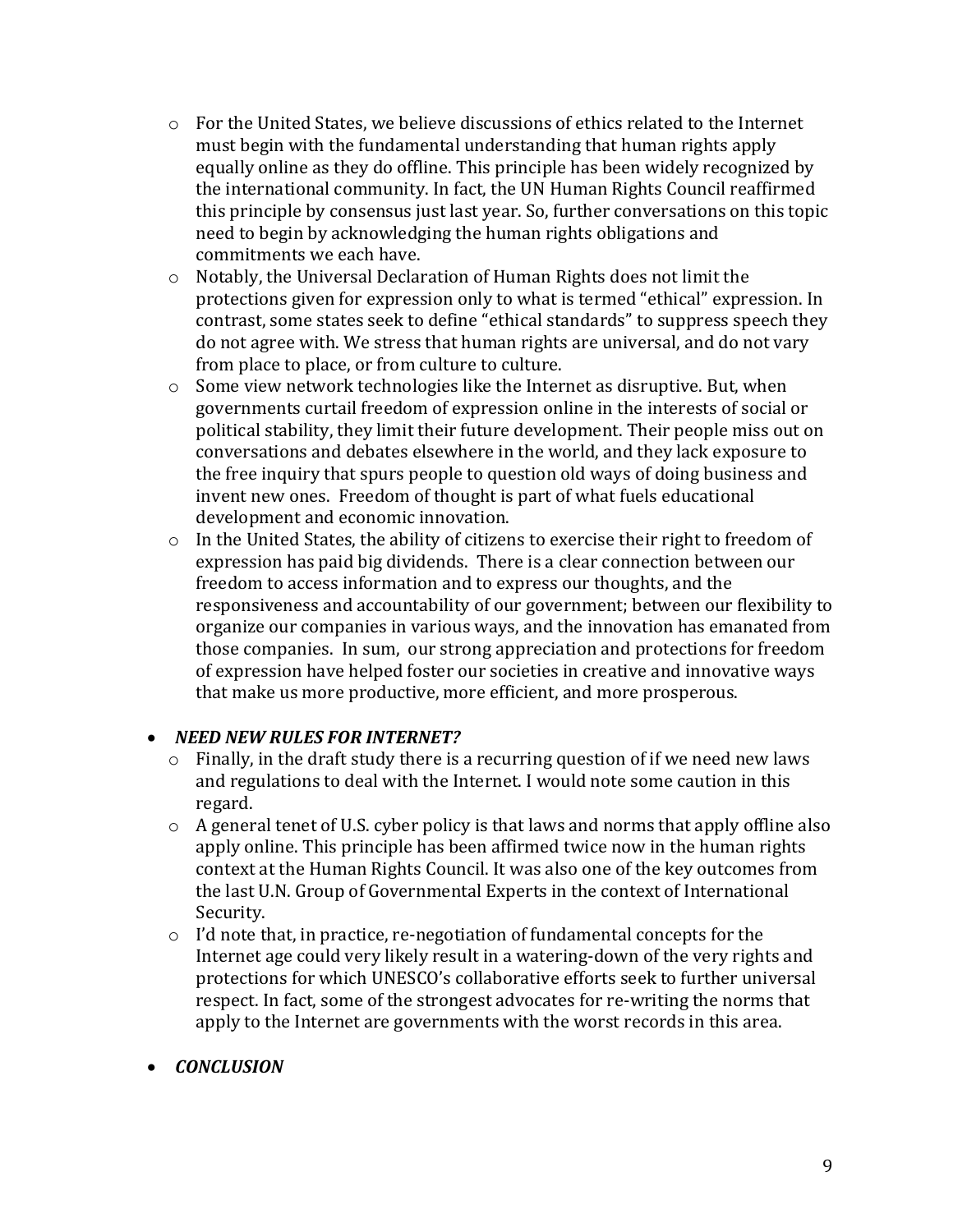- For the United States, we believe discussions of ethics related to the Internet must begin with the fundamental understanding that human rights apply equally online as they do offline. This principle has been widely recognized by the international community. In fact, the UN Human Rights Council reaffirmed this principle by consensus just last year. So, further conversations on this topic need to begin by acknowledging the human rights obligations and commitments we each have.
- Notably, the Universal Declaration of Human Rights does not limit the protections given for expression only to what is termed "ethical" expression. In contrast, some states seek to define "ethical standards" to suppress speech they do not agree with. We stress that human rights are universal, and do not vary from place to place, or from culture to culture.
- Some view network technologies like the Internet as disruptive. But, when governments curtail freedom of expression online in the interests of social or political stability, they limit their future development. Their people miss out on conversations and debates elsewhere in the world, and they lack exposure to the free inquiry that spurs people to question old ways of doing business and invent new ones. Freedom of thought is part of what fuels educational development and economic innovation.
- In the United States, the ability of citizens to exercise their right to freedom of expression has paid big dividends. There is a clear connection between our freedom to access information and to express our thoughts, and the responsiveness and accountability of our government; between our flexibility to organize our companies in various ways, and the innovation has emanated from those companies. In sum, our strong appreciation and protections for freedom of expression have helped foster our societies in creative and innovative ways that make us more productive, more efficient, and more prosperous.

- ***NEED NEW RULES FOR INTERNET?***
  - Finally, in the draft study there is a recurring question of if we need new laws and regulations to deal with the Internet. I would note some caution in this regard.
  - A general tenet of U.S. cyber policy is that laws and norms that apply offline also apply online. This principle has been affirmed twice now in the human rights context at the Human Rights Council. It was also one of the key outcomes from the last U.N. Group of Governmental Experts in the context of International Security.
  - I'd note that, in practice, re-negotiation of fundamental concepts for the Internet age could very likely result in a watering-down of the very rights and protections for which UNESCO's collaborative efforts seek to further universal respect. In fact, some of the strongest advocates for re-writing the norms that apply to the Internet are governments with the worst records in this area.

- ***CONCLUSION***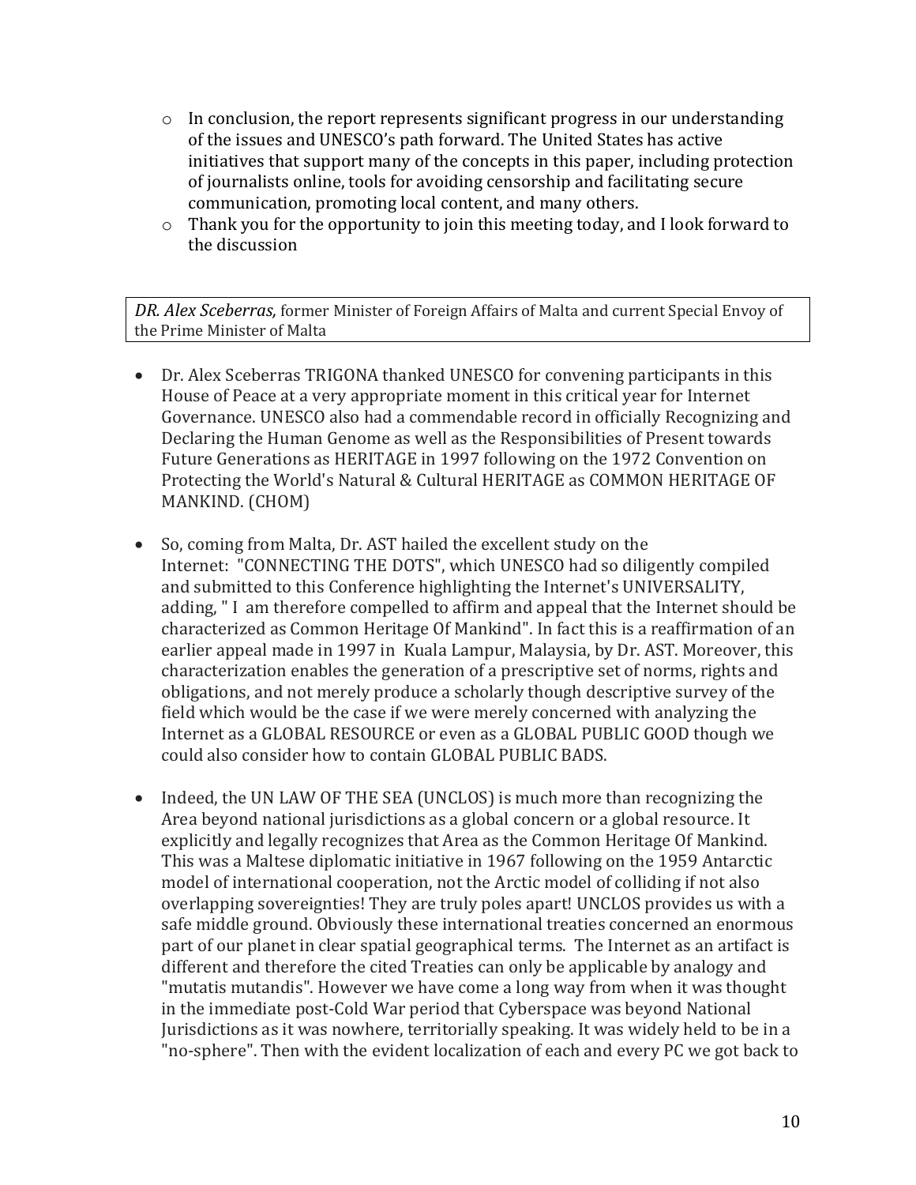- In conclusion, the report represents significant progress in our understanding of the issues and UNESCO's path forward. The United States has active initiatives that support many of the concepts in this paper, including protection of journalists online, tools for avoiding censorship and facilitating secure communication, promoting local content, and many others.
- Thank you for the opportunity to join this meeting today, and I look forward to the discussion

*DR. Alex Sceberras,* former Minister of Foreign Affairs of Malta and current Special Envoy of the Prime Minister of Malta

- Dr. Alex Sceberras TRIGONA thanked UNESCO for convening participants in this House of Peace at a very appropriate moment in this critical year for Internet Governance. UNESCO also had a commendable record in officially Recognizing and Declaring the Human Genome as well as the Responsibilities of Present towards Future Generations as HERITAGE in 1997 following on the 1972 Convention on Protecting the World's Natural & Cultural HERITAGE as COMMON HERITAGE OF MANKIND. (CHOM)

- So, coming from Malta, Dr. AST hailed the excellent study on the Internet: "CONNECTING THE DOTS", which UNESCO had so diligently compiled and submitted to this Conference highlighting the Internet's UNIVERSALITY, adding, " I am therefore compelled to affirm and appeal that the Internet should be characterized as Common Heritage Of Mankind". In fact this is a reaffirmation of an earlier appeal made in 1997 in Kuala Lampur, Malaysia, by Dr. AST. Moreover, this characterization enables the generation of a prescriptive set of norms, rights and obligations, and not merely produce a scholarly though descriptive survey of the field which would be the case if we were merely concerned with analyzing the Internet as a GLOBAL RESOURCE or even as a GLOBAL PUBLIC GOOD though we could also consider how to contain GLOBAL PUBLIC BADS.

- Indeed, the UN LAW OF THE SEA (UNCLOS) is much more than recognizing the Area beyond national jurisdictions as a global concern or a global resource. It explicitly and legally recognizes that Area as the Common Heritage Of Mankind. This was a Maltese diplomatic initiative in 1967 following on the 1959 Antarctic model of international cooperation, not the Arctic model of colliding if not also overlapping sovereignties! They are truly poles apart! UNCLOS provides us with a safe middle ground. Obviously these international treaties concerned an enormous part of our planet in clear spatial geographical terms. The Internet as an artifact is different and therefore the cited Treaties can only be applicable by analogy and "mutatis mutandis". However we have come a long way from when it was thought in the immediate post-Cold War period that Cyberspace was beyond National Jurisdictions as it was nowhere, territorially speaking. It was widely held to be in a "no-sphere". Then with the evident localization of each and every PC we got back to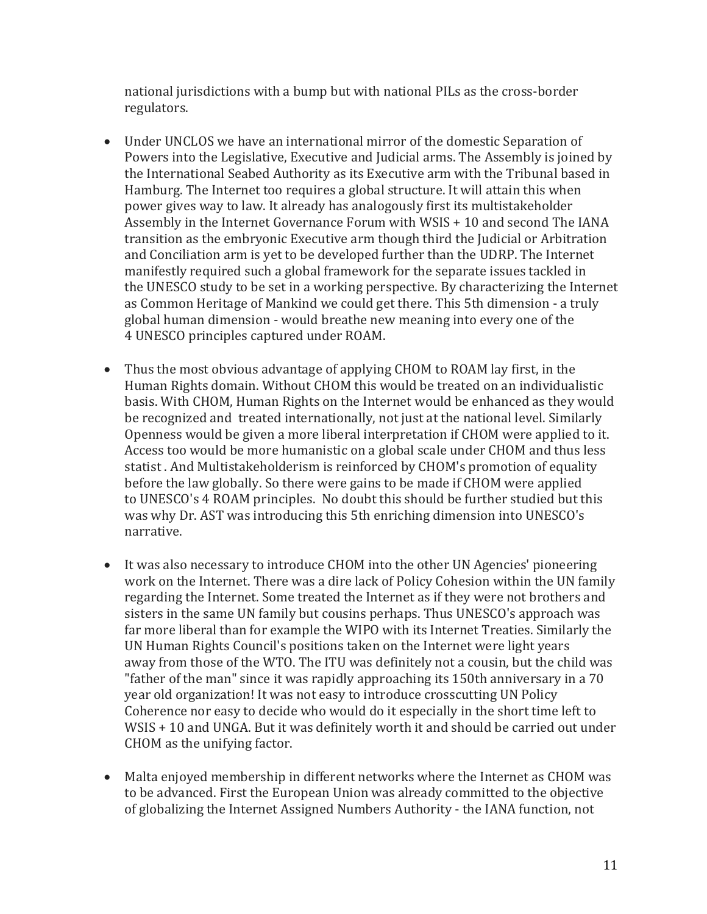national jurisdictions with a bump but with national PILs as the cross-border regulators.

- Under UNCLOS we have an international mirror of the domestic Separation of Powers into the Legislative, Executive and Judicial arms. The Assembly is joined by the International Seabed Authority as its Executive arm with the Tribunal based in Hamburg. The Internet too requires a global structure. It will attain this when power gives way to law. It already has analogously first its multistakeholder Assembly in the Internet Governance Forum with WSIS + 10 and second The IANA transition as the embryonic Executive arm though third the Judicial or Arbitration and Conciliation arm is yet to be developed further than the UDRP. The Internet manifestly required such a global framework for the separate issues tackled in the UNESCO study to be set in a working perspective. By characterizing the Internet as Common Heritage of Mankind we could get there. This 5th dimension - a truly global human dimension - would breathe new meaning into every one of the 4 UNESCO principles captured under ROAM.

- Thus the most obvious advantage of applying CHOM to ROAM lay first, in the Human Rights domain. Without CHOM this would be treated on an individualistic basis. With CHOM, Human Rights on the Internet would be enhanced as they would be recognized and treated internationally, not just at the national level. Similarly Openness would be given a more liberal interpretation if CHOM were applied to it. Access too would be more humanistic on a global scale under CHOM and thus less statist . And Multistakeholderism is reinforced by CHOM's promotion of equality before the law globally. So there were gains to be made if CHOM were applied to UNESCO's 4 ROAM principles. No doubt this should be further studied but this was why Dr. AST was introducing this 5th enriching dimension into UNESCO's narrative.

- It was also necessary to introduce CHOM into the other UN Agencies' pioneering work on the Internet. There was a dire lack of Policy Cohesion within the UN family regarding the Internet. Some treated the Internet as if they were not brothers and sisters in the same UN family but cousins perhaps. Thus UNESCO's approach was far more liberal than for example the WIPO with its Internet Treaties. Similarly the UN Human Rights Council's positions taken on the Internet were light years away from those of the WTO. The ITU was definitely not a cousin, but the child was "father of the man" since it was rapidly approaching its 150th anniversary in a 70 year old organization! It was not easy to introduce crosscutting UN Policy Coherence nor easy to decide who would do it especially in the short time left to WSIS + 10 and UNGA. But it was definitely worth it and should be carried out under CHOM as the unifying factor.

- Malta enjoyed membership in different networks where the Internet as CHOM was to be advanced. First the European Union was already committed to the objective of globalizing the Internet Assigned Numbers Authority - the IANA function, not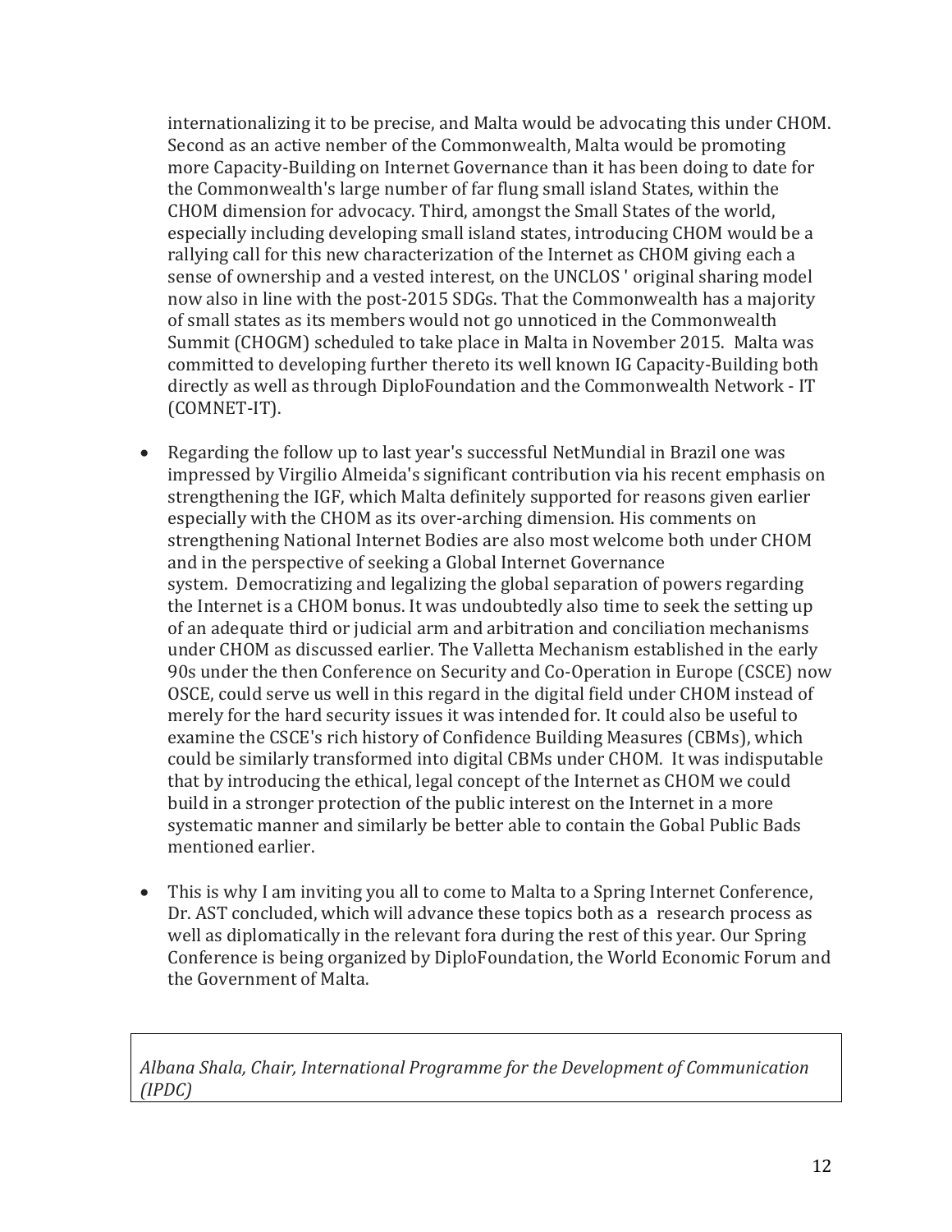internationalizing it to be precise, and Malta would be advocating this under CHOM. Second as an active member of the Commonwealth, Malta would be promoting more Capacity-Building on Internet Governance than it has been doing to date for the Commonwealth's large number of far flung small island States, within the CHOM dimension for advocacy. Third, amongst the Small States of the world, especially including developing small island states, introducing CHOM would be a rallying call for this new characterization of the Internet as CHOM giving each a sense of ownership and a vested interest, on the UNCLOS ' original sharing model now also in line with the post-2015 SDGs. That the Commonwealth has a majority of small states as its members would not go unnoticed in the Commonwealth Summit (CHOGM) scheduled to take place in Malta in November 2015. Malta was committed to developing further thereto its well known IG Capacity-Building both directly as well as through DiploFoundation and the Commonwealth Network - IT (COMNET-IT).

- Regarding the follow up to last year's successful NetMundial in Brazil one was impressed by Virgilio Almeida's significant contribution via his recent emphasis on strengthening the IGF, which Malta definitely supported for reasons given earlier especially with the CHOM as its over-arching dimension. His comments on strengthening National Internet Bodies are also most welcome both under CHOM and in the perspective of seeking a Global Internet Governance system. Democratizing and legalizing the global separation of powers regarding the Internet is a CHOM bonus. It was undoubtedly also time to seek the setting up of an adequate third or judicial arm and arbitration and conciliation mechanisms under CHOM as discussed earlier. The Valletta Mechanism established in the early 90s under the then Conference on Security and Co-Operation in Europe (CSCE) now OSCE, could serve us well in this regard in the digital field under CHOM instead of merely for the hard security issues it was intended for. It could also be useful to examine the CSCE's rich history of Confidence Building Measures (CBMs), which could be similarly transformed into digital CBMs under CHOM. It was indisputable that by introducing the ethical, legal concept of the Internet as CHOM we could build in a stronger protection of the public interest on the Internet in a more systematic manner and similarly be better able to contain the Gobal Public Bads mentioned earlier.

- This is why I am inviting you all to come to Malta to a Spring Internet Conference, Dr. AST concluded, which will advance these topics both as a research process as well as diplomatically in the relevant fora during the rest of this year. Our Spring Conference is being organized by DiploFoundation, the World Economic Forum and the Government of Malta.

*Albana Shala, Chair, International Programme for the Development of Communication (IPDC)*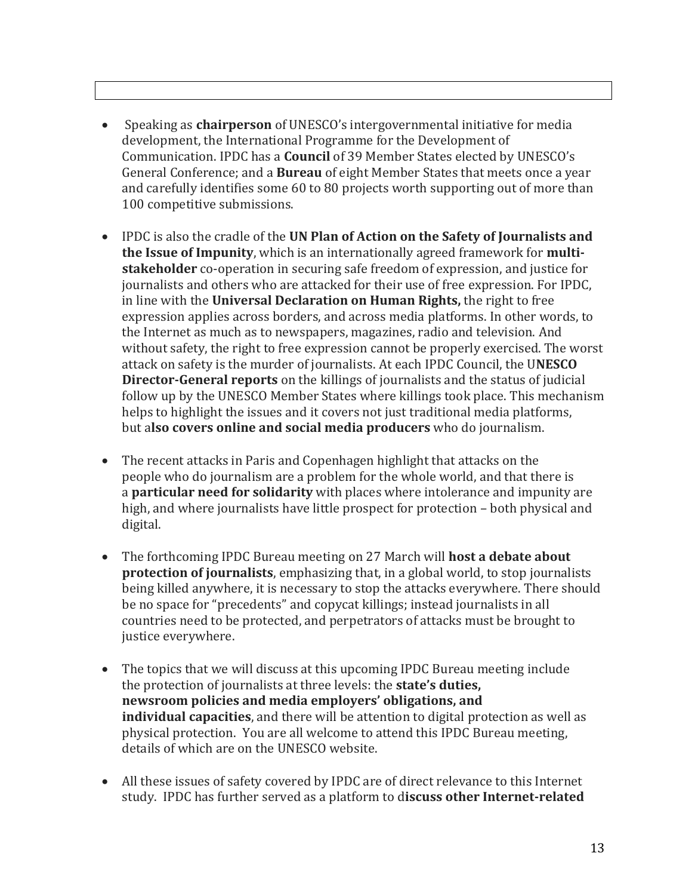- Speaking as **chairperson** of UNESCO's intergovernmental initiative for media development, the International Programme for the Development of Communication. IPDC has a **Council** of 39 Member States elected by UNESCO's General Conference; and a **Bureau** of eight Member States that meets once a year and carefully identifies some 60 to 80 projects worth supporting out of more than 100 competitive submissions.

- IPDC is also the cradle of the **UN Plan of Action on the Safety of Journalists and the Issue of Impunity**, which is an internationally agreed framework for **multi-stakeholder** co-operation in securing safe freedom of expression, and justice for journalists and others who are attacked for their use of free expression. For IPDC, in line with the **Universal Declaration on Human Rights,** the right to free expression applies across borders, and across media platforms. In other words, to the Internet as much as to newspapers, magazines, radio and television. And without safety, the right to free expression cannot be properly exercised. The worst attack on safety is the murder of journalists. At each IPDC Council, the U**NESCO Director-General reports** on the killings of journalists and the status of judicial follow up by the UNESCO Member States where killings took place. This mechanism helps to highlight the issues and it covers not just traditional media platforms, but a**lso covers online and social media producers** who do journalism.

- The recent attacks in Paris and Copenhagen highlight that attacks on the people who do journalism are a problem for the whole world, and that there is a **particular need for solidarity** with places where intolerance and impunity are high, and where journalists have little prospect for protection – both physical and digital.

- The forthcoming IPDC Bureau meeting on 27 March will **host a debate about protection of journalists**, emphasizing that, in a global world, to stop journalists being killed anywhere, it is necessary to stop the attacks everywhere. There should be no space for "precedents" and copycat killings; instead journalists in all countries need to be protected, and perpetrators of attacks must be brought to justice everywhere.

- The topics that we will discuss at this upcoming IPDC Bureau meeting include the protection of journalists at three levels: the **state's duties, newsroom policies and media employers' obligations, and individual capacities**, and there will be attention to digital protection as well as physical protection. You are all welcome to attend this IPDC Bureau meeting, details of which are on the UNESCO website.

- All these issues of safety covered by IPDC are of direct relevance to this Internet study. IPDC has further served as a platform to d**iscuss other Internet-related**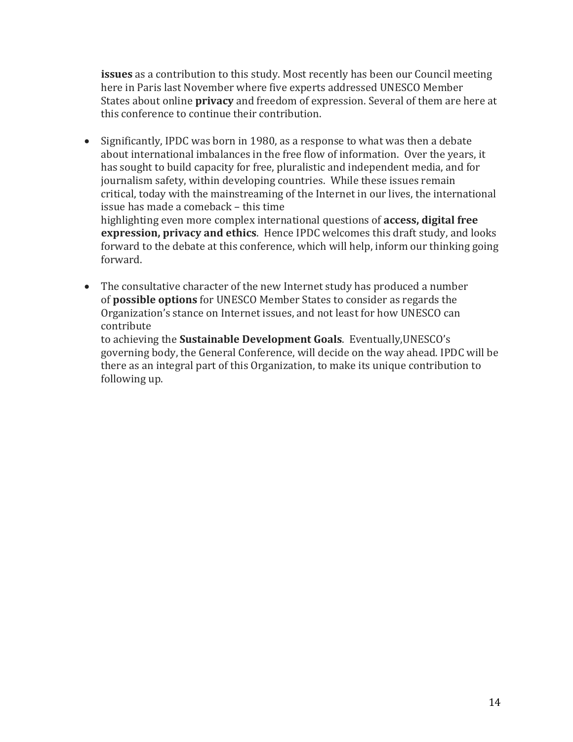**issues** as a contribution to this study. Most recently has been our Council meeting here in Paris last November where five experts addressed UNESCO Member States about online **privacy** and freedom of expression. Several of them are here at this conference to continue their contribution.

- Significantly, IPDC was born in 1980, as a response to what was then a debate about international imbalances in the free flow of information. Over the years, it has sought to build capacity for free, pluralistic and independent media, and for journalism safety, within developing countries. While these issues remain critical, today with the mainstreaming of the Internet in our lives, the international issue has made a comeback – this time highlighting even more complex international questions of **access, digital free expression, privacy and ethics**. Hence IPDC welcomes this draft study, and looks forward to the debate at this conference, which will help, inform our thinking going forward.

- The consultative character of the new Internet study has produced a number of **possible options** for UNESCO Member States to consider as regards the Organization's stance on Internet issues, and not least for how UNESCO can contribute to achieving the **Sustainable Development Goals**. Eventually,UNESCO's governing body, the General Conference, will decide on the way ahead. IPDC will be there as an integral part of this Organization, to make its unique contribution to following up.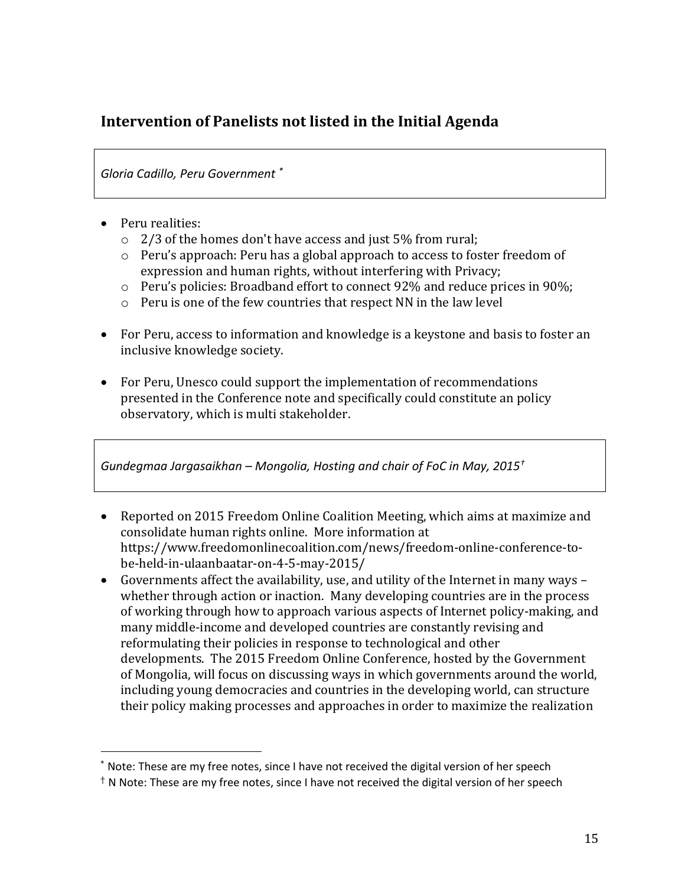## Intervention of Panelists not listed in the Initial Agenda

*Gloria Cadillo, Peru Government* [*]

- Peru realities:
  - 2/3 of the homes don't have access and just 5% from rural;
  - Peru's approach: Peru has a global approach to access to foster freedom of expression and human rights, without interfering with Privacy;
  - Peru's policies: Broadband effort to connect 92% and reduce prices in 90%;
  - Peru is one of the few countries that respect NN in the law level

- For Peru, access to information and knowledge is a keystone and basis to foster an inclusive knowledge society.

- For Peru, Unesco could support the implementation of recommendations presented in the Conference note and specifically could constitute an policy observatory, which is multi stakeholder.

*Gundegmaa Jargasaikhan – Mongolia, Hosting and chair of FoC in May, 2015* [†]

- Reported on 2015 Freedom Online Coalition Meeting, which aims at maximize and consolidate human rights online. More information at https://www.freedomonlinecoalition.com/news/freedom-online-conference-to-be-held-in-ulaanbaatar-on-4-5-may-2015/
- Governments affect the availability, use, and utility of the Internet in many ways – whether through action or inaction. Many developing countries are in the process of working through how to approach various aspects of Internet policy-making, and many middle-income and developed countries are constantly revising and reformulating their policies in response to technological and other developments. The 2015 Freedom Online Conference, hosted by the Government of Mongolia, will focus on discussing ways in which governments around the world, including young democracies and countries in the developing world, can structure their policy making processes and approaches in order to maximize the realization

[*] Note: These are my free notes, since I have not received the digital version of her speech

[†] N Note: These are my free notes, since I have not received the digital version of her speech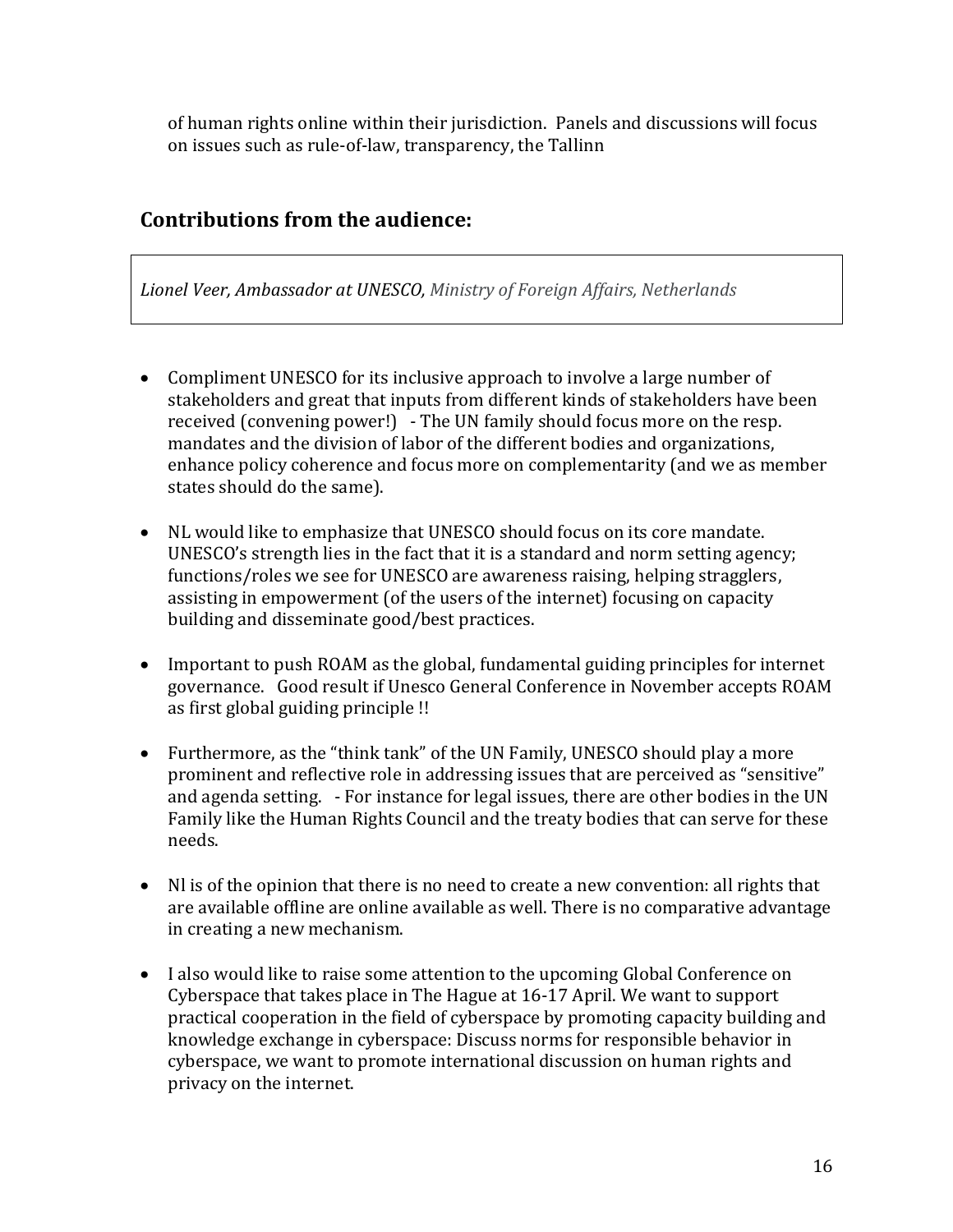of human rights online within their jurisdiction. Panels and discussions will focus on issues such as rule-of-law, transparency, the Tallinn

## Contributions from the audience:

*Lionel Veer, Ambassador at UNESCO, Ministry of Foreign Affairs, Netherlands*

- Compliment UNESCO for its inclusive approach to involve a large number of stakeholders and great that inputs from different kinds of stakeholders have been received (convening power!) - The UN family should focus more on the resp. mandates and the division of labor of the different bodies and organizations, enhance policy coherence and focus more on complementarity (and we as member states should do the same).

- NL would like to emphasize that UNESCO should focus on its core mandate. UNESCO's strength lies in the fact that it is a standard and norm setting agency; functions/roles we see for UNESCO are awareness raising, helping stragglers, assisting in empowerment (of the users of the internet) focusing on capacity building and disseminate good/best practices.

- Important to push ROAM as the global, fundamental guiding principles for internet governance. Good result if Unesco General Conference in November accepts ROAM as first global guiding principle !!

- Furthermore, as the "think tank" of the UN Family, UNESCO should play a more prominent and reflective role in addressing issues that are perceived as "sensitive" and agenda setting. - For instance for legal issues, there are other bodies in the UN Family like the Human Rights Council and the treaty bodies that can serve for these needs.

- Nl is of the opinion that there is no need to create a new convention: all rights that are available offline are online available as well. There is no comparative advantage in creating a new mechanism.

- I also would like to raise some attention to the upcoming Global Conference on Cyberspace that takes place in The Hague at 16-17 April. We want to support practical cooperation in the field of cyberspace by promoting capacity building and knowledge exchange in cyberspace: Discuss norms for responsible behavior in cyberspace, we want to promote international discussion on human rights and privacy on the internet.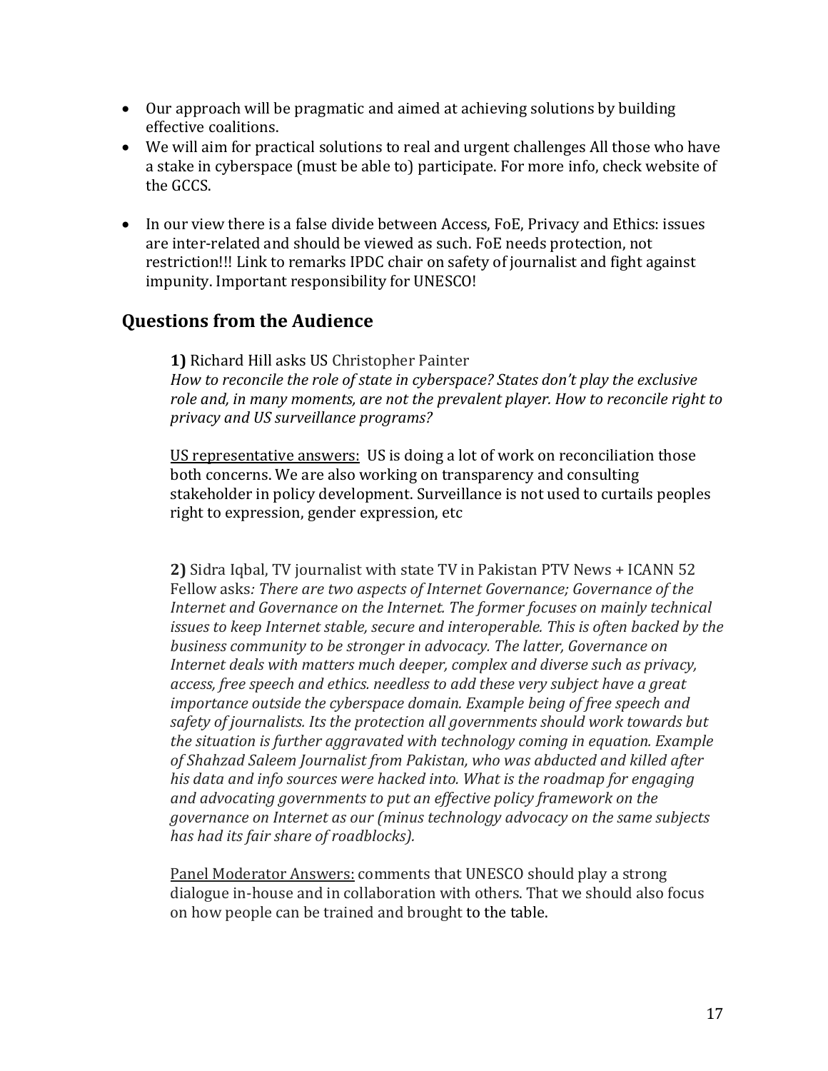- Our approach will be pragmatic and aimed at achieving solutions by building effective coalitions.
- We will aim for practical solutions to real and urgent challenges All those who have a stake in cyberspace (must be able to) participate. For more info, check website of the GCCS.

- In our view there is a false divide between Access, FoE, Privacy and Ethics: issues are inter-related and should be viewed as such. FoE needs protection, not restriction!!! Link to remarks IPDC chair on safety of journalist and fight against impunity. Important responsibility for UNESCO!

## Questions from the Audience

**1)** Richard Hill asks US Christopher Painter
*How to reconcile the role of state in cyberspace? States don't play the exclusive role and, in many moments, are not the prevalent player. How to reconcile right to privacy and US surveillance programs?*

<u>US representative answers:</u> US is doing a lot of work on reconciliation those both concerns. We are also working on transparency and consulting stakeholder in policy development. Surveillance is not used to curtails peoples right to expression, gender expression, etc

**2)** Sidra Iqbal, TV journalist with state TV in Pakistan PTV News + ICANN 52 Fellow asks*: There are two aspects of Internet Governance; Governance of the Internet and Governance on the Internet. The former focuses on mainly technical issues to keep Internet stable, secure and interoperable. This is often backed by the business community to be stronger in advocacy. The latter, Governance on Internet deals with matters much deeper, complex and diverse such as privacy, access, free speech and ethics. needless to add these very subject have a great importance outside the cyberspace domain. Example being of free speech and safety of journalists. Its the protection all governments should work towards but the situation is further aggravated with technology coming in equation. Example of Shahzad Saleem Journalist from Pakistan, who was abducted and killed after his data and info sources were hacked into. What is the roadmap for engaging and advocating governments to put an effective policy framework on the governance on Internet as our (minus technology advocacy on the same subjects has had its fair share of roadblocks).*

<u>Panel Moderator Answers:</u> comments that UNESCO should play a strong dialogue in-house and in collaboration with others. That we should also focus on how people can be trained and brought to the table.